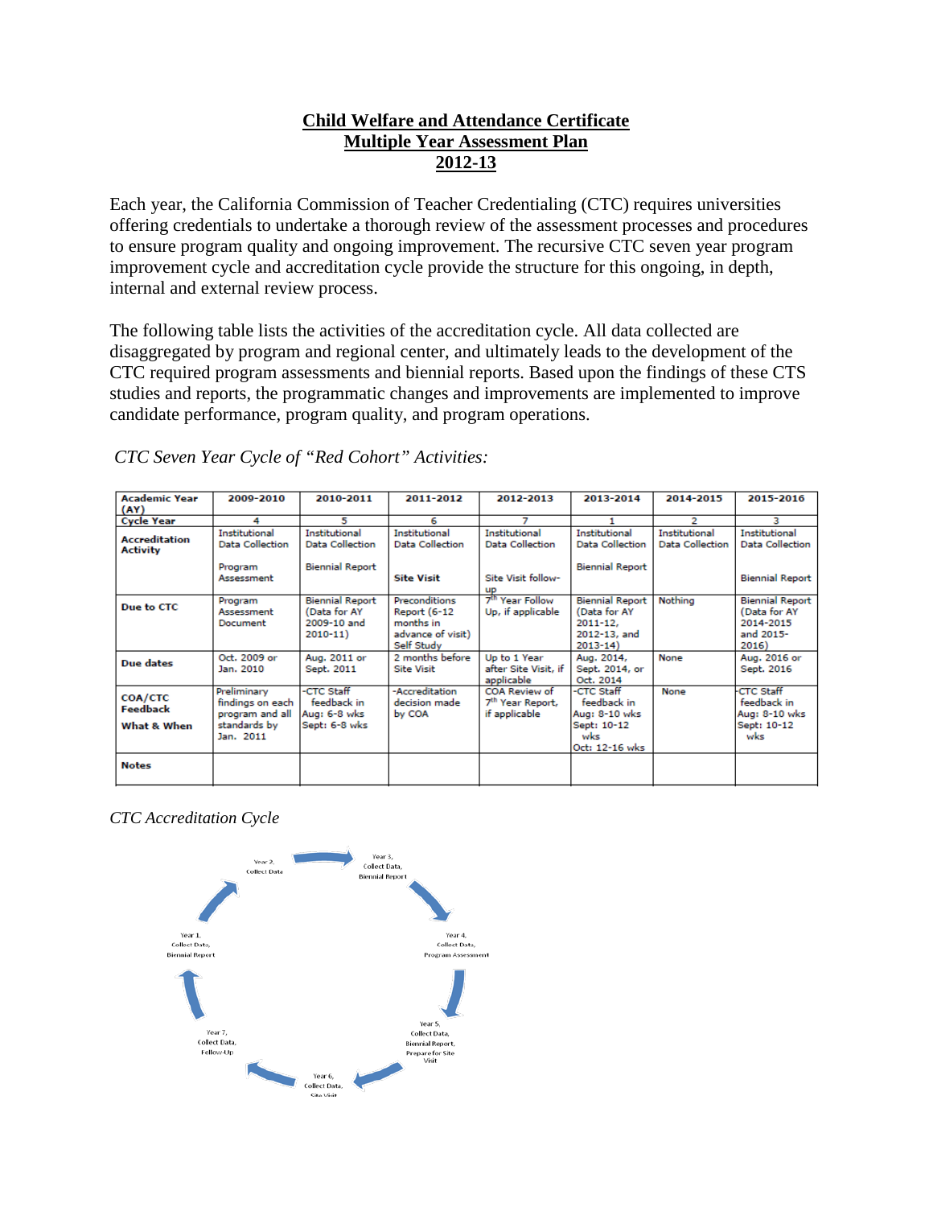**Child Welfare and Attendance Certificate**
**Multiple Year Assessment Plan**
**2012-13**

Each year, the California Commission of Teacher Credentialing (CTC) requires universities offering credentials to undertake a thorough review of the assessment processes and procedures to ensure program quality and ongoing improvement. The recursive CTC seven year program improvement cycle and accreditation cycle provide the structure for this ongoing, in depth, internal and external review process.

The following table lists the activities of the accreditation cycle. All data collected are disaggregated by program and regional center, and ultimately leads to the development of the CTC required program assessments and biennial reports. Based upon the findings of these CTS studies and reports, the programmatic changes and improvements are implemented to improve candidate performance, program quality, and program operations.

*CTC Seven Year Cycle of "Red Cohort" Activities:*

| **Academic Year (AY)** | **2009-2010** | **2010-2011** | **2011-2012** | **2012-2013** | **2013-2014** | **2014-2015** | **2015-2016** |
|---|---|---|---|---|---|---|---|
| **Cycle Year** | 4 | 5 | 6 | 7 | 1 | 2 | 3 |
| **Accreditation Activity** | Institutional Data Collection<br><br>Program Assessment | Institutional Data Collection<br><br>Biennial Report | Institutional Data Collection<br><br>**Site Visit** | Institutional Data Collection<br><br>Site Visit follow-up | Institutional Data Collection<br><br>Biennial Report | Institutional Data Collection | Institutional Data Collection<br><br>Biennial Report |
| **Due to CTC** | Program Assessment Document | Biennial Report (Data for AY 2009-10 and 2010-11) | Preconditions Report (6-12 months in advance of visit) Self Study | 7th Year Follow Up, if applicable | Biennial Report (Data for AY 2011-12, 2012-13, and 2013-14) | Nothing | Biennial Report (Data for AY 2014-2015 and 2015-2016) |
| **Due dates** | Oct. 2009 or Jan. 2010 | Aug. 2011 or Sept. 2011 | 2 months before Site Visit | Up to 1 Year after Site Visit, if applicable | Aug. 2014, Sept. 2014, or Oct. 2014 | None | Aug. 2016 or Sept. 2016 |
| **COA/CTC Feedback**<br>**What & When** | Preliminary findings on each program and all standards by Jan. 2011 | -CTC Staff feedback in Aug: 6-8 wks Sept: 6-8 wks | -Accreditation decision made by COA | COA Review of 7th Year Report, if applicable | -CTC Staff feedback in Aug: 8-10 wks Sept: 10-12 wks Oct: 12-16 wks | None | -CTC Staff feedback in Aug: 8-10 wks Sept: 10-12 wks |
| **Notes** | | | | | | | |

*CTC Accreditation Cycle*

Year 1, Collect Data, Biennial Report → Year 2, Collect Data → Year 3, Collect Data, Biennial Report → Year 4, Collect Data, Program Assessment → Year 5, Collect Data, Biennial Report, Prepare for Site Visit → Year 6, Collect Data, Site Visit → Year 7, Collect Data, Follow-Up → Year 1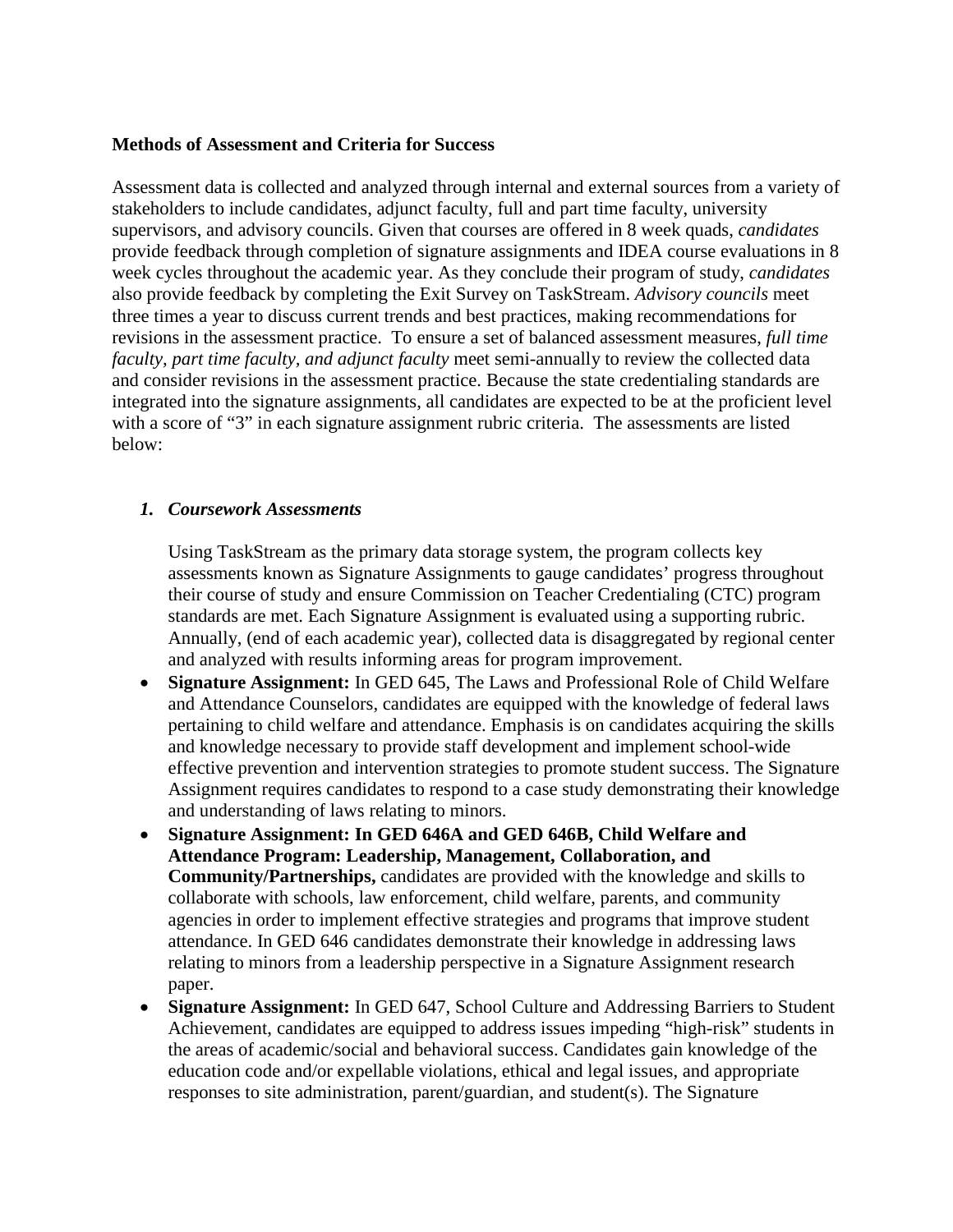**Methods of Assessment and Criteria for Success**

Assessment data is collected and analyzed through internal and external sources from a variety of stakeholders to include candidates, adjunct faculty, full and part time faculty, university supervisors, and advisory councils. Given that courses are offered in 8 week quads, *candidates* provide feedback through completion of signature assignments and IDEA course evaluations in 8 week cycles throughout the academic year. As they conclude their program of study, *candidates* also provide feedback by completing the Exit Survey on TaskStream. *Advisory councils* meet three times a year to discuss current trends and best practices, making recommendations for revisions in the assessment practice. To ensure a set of balanced assessment measures, *full time faculty, part time faculty, and adjunct faculty* meet semi-annually to review the collected data and consider revisions in the assessment practice. Because the state credentialing standards are integrated into the signature assignments, all candidates are expected to be at the proficient level with a score of "3" in each signature assignment rubric criteria. The assessments are listed below:

1. ***Coursework Assessments***

   Using TaskStream as the primary data storage system, the program collects key assessments known as Signature Assignments to gauge candidates' progress throughout their course of study and ensure Commission on Teacher Credentialing (CTC) program standards are met. Each Signature Assignment is evaluated using a supporting rubric. Annually, (end of each academic year), collected data is disaggregated by regional center and analyzed with results informing areas for program improvement.

- **Signature Assignment:** In GED 645, The Laws and Professional Role of Child Welfare and Attendance Counselors, candidates are equipped with the knowledge of federal laws pertaining to child welfare and attendance. Emphasis is on candidates acquiring the skills and knowledge necessary to provide staff development and implement school-wide effective prevention and intervention strategies to promote student success. The Signature Assignment requires candidates to respond to a case study demonstrating their knowledge and understanding of laws relating to minors.
- **Signature Assignment: In GED 646A and GED 646B, Child Welfare and Attendance Program: Leadership, Management, Collaboration, and Community/Partnerships,** candidates are provided with the knowledge and skills to collaborate with schools, law enforcement, child welfare, parents, and community agencies in order to implement effective strategies and programs that improve student attendance. In GED 646 candidates demonstrate their knowledge in addressing laws relating to minors from a leadership perspective in a Signature Assignment research paper.
- **Signature Assignment:** In GED 647, School Culture and Addressing Barriers to Student Achievement, candidates are equipped to address issues impeding "high-risk" students in the areas of academic/social and behavioral success. Candidates gain knowledge of the education code and/or expellable violations, ethical and legal issues, and appropriate responses to site administration, parent/guardian, and student(s). The Signature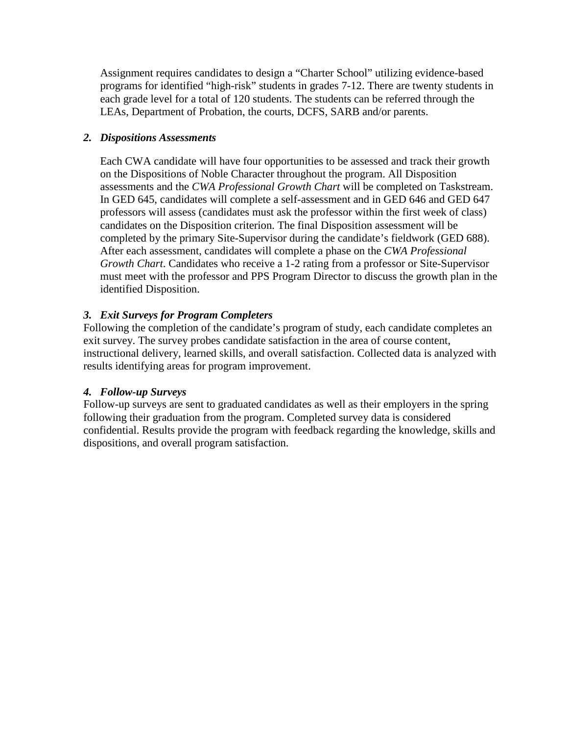Assignment requires candidates to design a "Charter School" utilizing evidence-based programs for identified "high-risk" students in grades 7-12. There are twenty students in each grade level for a total of 120 students. The students can be referred through the LEAs, Department of Probation, the courts, DCFS, SARB and/or parents.

2. ***Dispositions Assessments***

   Each CWA candidate will have four opportunities to be assessed and track their growth on the Dispositions of Noble Character throughout the program. All Disposition assessments and the *CWA Professional Growth Chart* will be completed on Taskstream. In GED 645, candidates will complete a self-assessment and in GED 646 and GED 647 professors will assess (candidates must ask the professor within the first week of class) candidates on the Disposition criterion. The final Disposition assessment will be completed by the primary Site-Supervisor during the candidate's fieldwork (GED 688). After each assessment, candidates will complete a phase on the *CWA Professional Growth Chart*. Candidates who receive a 1-2 rating from a professor or Site-Supervisor must meet with the professor and PPS Program Director to discuss the growth plan in the identified Disposition.

3. ***Exit Surveys for Program Completers***

Following the completion of the candidate's program of study, each candidate completes an exit survey. The survey probes candidate satisfaction in the area of course content, instructional delivery, learned skills, and overall satisfaction. Collected data is analyzed with results identifying areas for program improvement.

4. ***Follow-up Surveys***

Follow-up surveys are sent to graduated candidates as well as their employers in the spring following their graduation from the program. Completed survey data is considered confidential. Results provide the program with feedback regarding the knowledge, skills and dispositions, and overall program satisfaction.